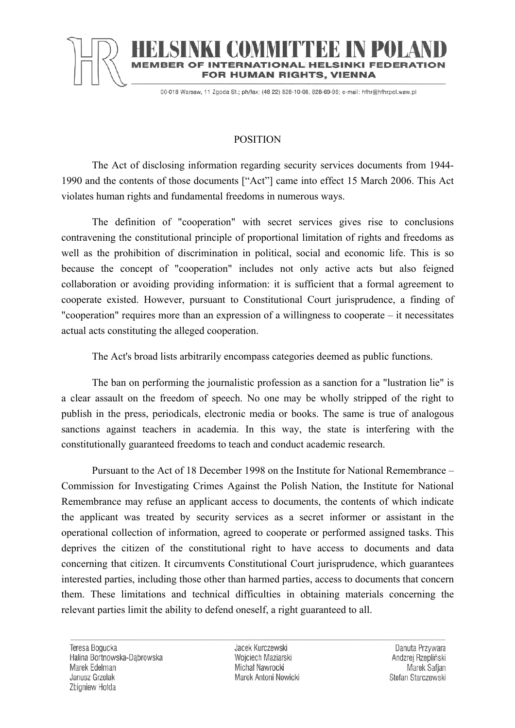# HELSINKI COMMITTEE IN POLAND

**MEMBER OF INTERNATIONAL HELSINKI FEDERATION FOR HUMAN RIGHTS, VIENNA**

00-018 Warsaw, 11 Zgoda St.; ph/fax: (48 22) 828-10-08, 828-69-96; e-mail: hfhr@hfhrpol.waw.pl

## POSITION

The Act of disclosing information regarding security services documents from 1944-1990 and the contents of those documents ["Act"] came into effect 15 March 2006. This Act violates human rights and fundamental freedoms in numerous ways.

The definition of "cooperation" with secret services gives rise to conclusions contravening the constitutional principle of proportional limitation of rights and freedoms as well as the prohibition of discrimination in political, social and economic life. This is so because the concept of "cooperation" includes not only active acts but also feigned collaboration or avoiding providing information: it is sufficient that a formal agreement to cooperate existed. However, pursuant to Constitutional Court jurisprudence, a finding of "cooperation" requires more than an expression of a willingness to cooperate – it necessitates actual acts constituting the alleged cooperation.

The Act's broad lists arbitrarily encompass categories deemed as public functions.

The ban on performing the journalistic profession as a sanction for a "lustration lie" is a clear assault on the freedom of speech. No one may be wholly stripped of the right to publish in the press, periodicals, electronic media or books. The same is true of analogous sanctions against teachers in academia. In this way, the state is interfering with the constitutionally guaranteed freedoms to teach and conduct academic research.

Pursuant to the Act of 18 December 1998 on the Institute for National Remembrance – Commission for Investigating Crimes Against the Polish Nation, the Institute for National Remembrance may refuse an applicant access to documents, the contents of which indicate the applicant was treated by security services as a secret informer or assistant in the operational collection of information, agreed to cooperate or performed assigned tasks. This deprives the citizen of the constitutional right to have access to documents and data concerning that citizen. It circumvents Constitutional Court jurisprudence, which guarantees interested parties, including those other than harmed parties, access to documents that concern them. These limitations and technical difficulties in obtaining materials concerning the relevant parties limit the ability to defend oneself, a right guaranteed to all.

Teresa Bogucka
Halina Bortnowska-Dąbrowska
Marek Edelman
Janusz Grzelak
Zbigniew Hołda
Jacek Kurczewski
Wojciech Maziarski
Michał Nawrocki
Marek Antoni Nowicki
Danuta Przywara
Andrzej Rzepliński
Marek Safjan
Stefan Starczewski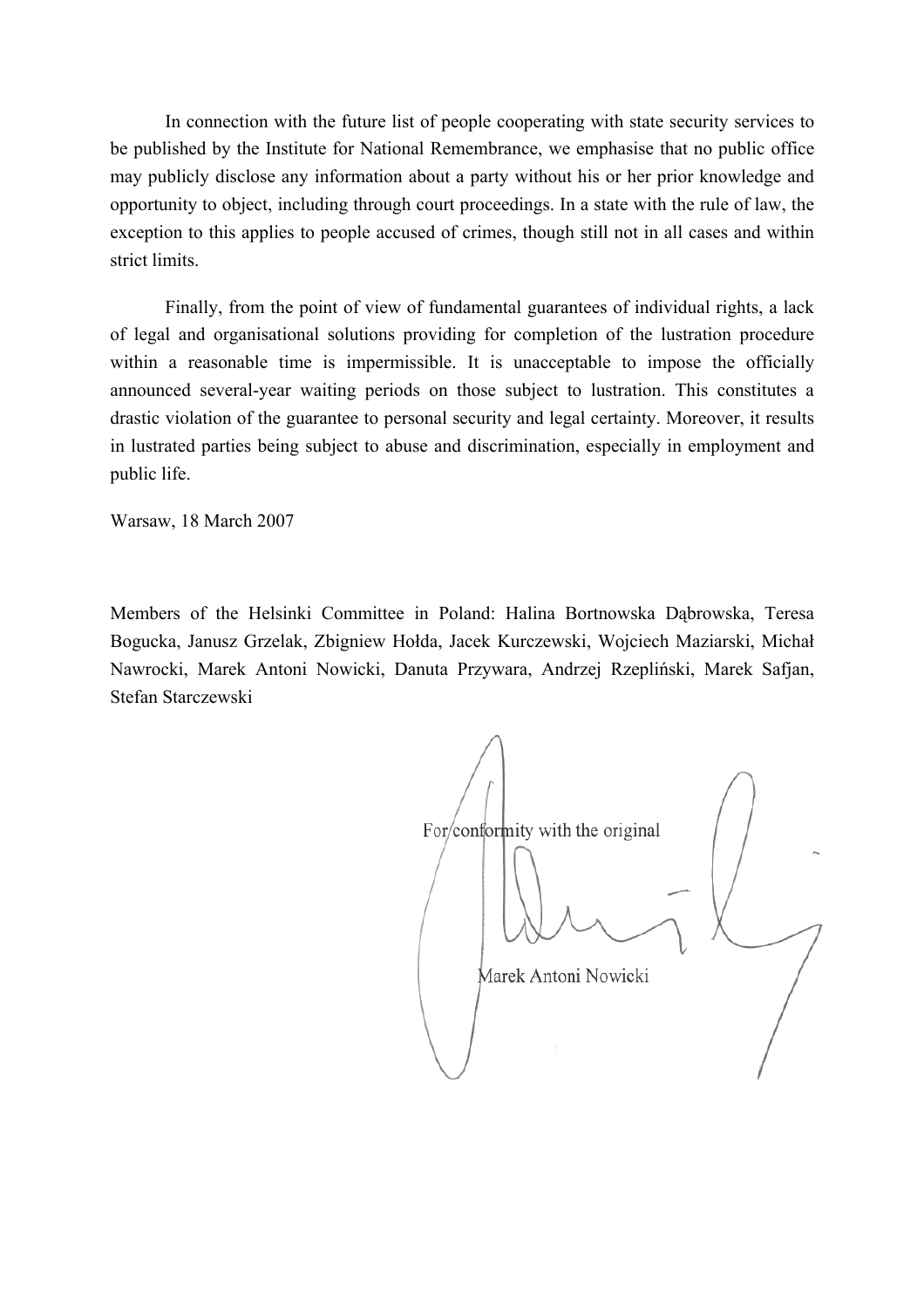In connection with the future list of people cooperating with state security services to be published by the Institute for National Remembrance, we emphasise that no public office may publicly disclose any information about a party without his or her prior knowledge and opportunity to object, including through court proceedings. In a state with the rule of law, the exception to this applies to people accused of crimes, though still not in all cases and within strict limits.

Finally, from the point of view of fundamental guarantees of individual rights, a lack of legal and organisational solutions providing for completion of the lustration procedure within a reasonable time is impermissible. It is unacceptable to impose the officially announced several-year waiting periods on those subject to lustration. This constitutes a drastic violation of the guarantee to personal security and legal certainty. Moreover, it results in lustrated parties being subject to abuse and discrimination, especially in employment and public life.

Warsaw, 18 March 2007

Members of the Helsinki Committee in Poland: Halina Bortnowska Dąbrowska, Teresa Bogucka, Janusz Grzelak, Zbigniew Hołda, Jacek Kurczewski, Wojciech Maziarski, Michał Nawrocki, Marek Antoni Nowicki, Danuta Przywara, Andrzej Rzepliński, Marek Safjan, Stefan Starczewski

For conformity with the original

Marek Antoni Nowicki